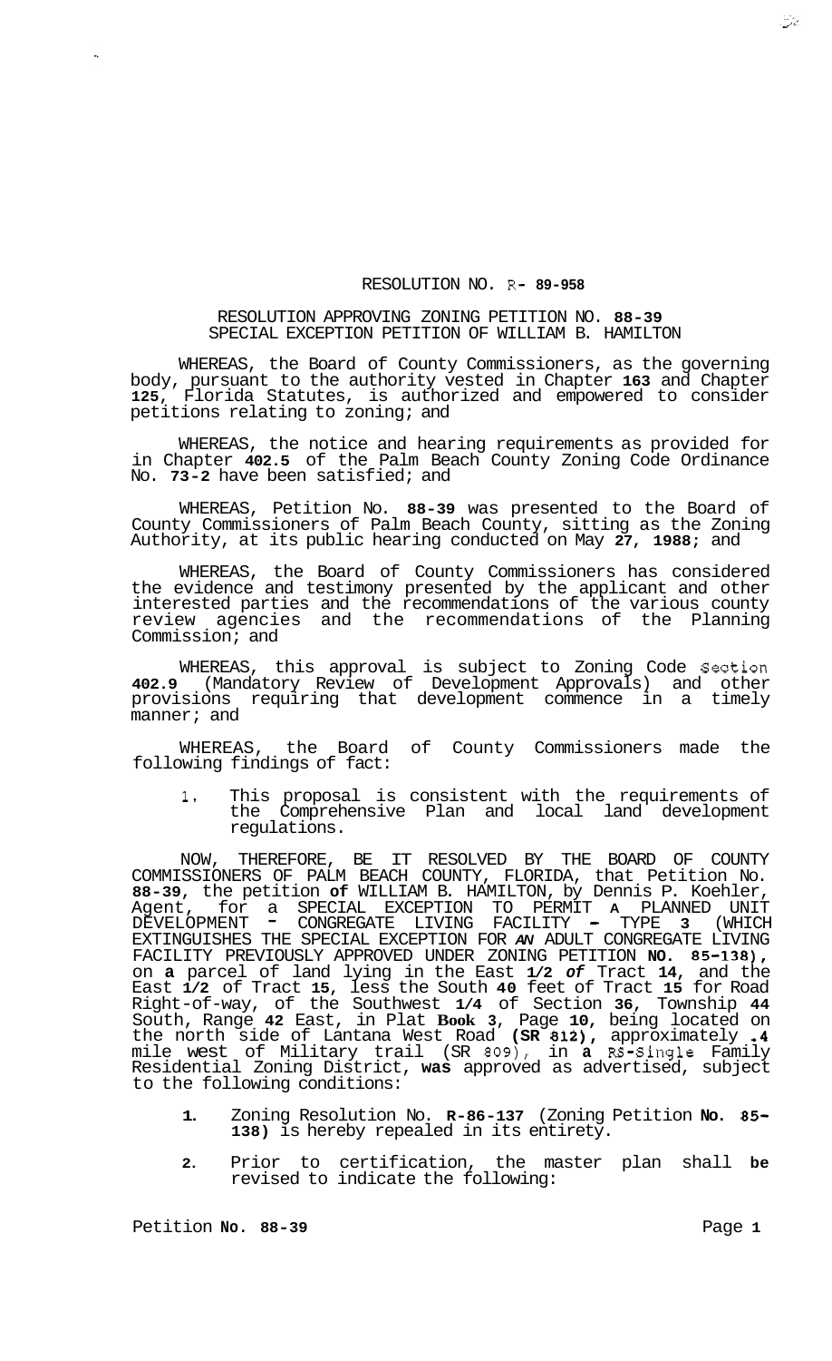RESOLUTION NO. R- 89-958

RESOLUTION APPROVING ZONING PETITION NO. 88-39
SPECIAL EXCEPTION PETITION OF WILLIAM B. HAMILTON

WHEREAS, the Board of County Commissioners, as the governing body, pursuant to the authority vested in Chapter 163 and Chapter 125, Florida Statutes, is authorized and empowered to consider petitions relating to zoning; and

WHEREAS, the notice and hearing requirements as provided for in Chapter 402.5 of the Palm Beach County Zoning Code Ordinance No. 73-2 have been satisfied; and

WHEREAS, Petition No. 88-39 was presented to the Board of County Commissioners of Palm Beach County, sitting as the Zoning Authority, at its public hearing conducted on May 27, 1988; and

WHEREAS, the Board of County Commissioners has considered the evidence and testimony presented by the applicant and other interested parties and the recommendations of the various county review agencies and the recommendations of the Planning Commission; and

WHEREAS, this approval is subject to Zoning Code Section 402.9 (Mandatory Review of Development Approvals) and other provisions requiring that development commence in a timely manner; and

WHEREAS, the Board of County Commissioners made the following findings of fact:

1. This proposal is consistent with the requirements of the Comprehensive Plan and local land development regulations.

NOW, THEREFORE, BE IT RESOLVED BY THE BOARD OF COUNTY COMMISSIONERS OF PALM BEACH COUNTY, FLORIDA, that Petition No. 88-39, the petition of WILLIAM B. HAMILTON, by Dennis P. Koehler, Agent, for a SPECIAL EXCEPTION TO PERMIT A PLANNED UNIT DEVELOPMENT - CONGREGATE LIVING FACILITY - TYPE 3 (WHICH EXTINGUISHES THE SPECIAL EXCEPTION FOR AN ADULT CONGREGATE LIVING FACILITY PREVIOUSLY APPROVED UNDER ZONING PETITION NO. 85-138), on a parcel of land lying in the East 1/2 of Tract 14, and the East 1/2 of Tract 15, less the South 40 feet of Tract 15 for Road Right-of-way, of the Southwest 1/4 of Section 36, Township 44 South, Range 42 East, in Plat Book 3, Page 10, being located on the north side of Lantana West Road (SR 812), approximately .4 mile west of Military trail (SR 809), in a RS-Single Family Residential Zoning District, was approved as advertised, subject to the following conditions:

1. Zoning Resolution No. R-86-137 (Zoning Petition No. 85-138) is hereby repealed in its entirety.

2. Prior to certification, the master plan shall be revised to indicate the following: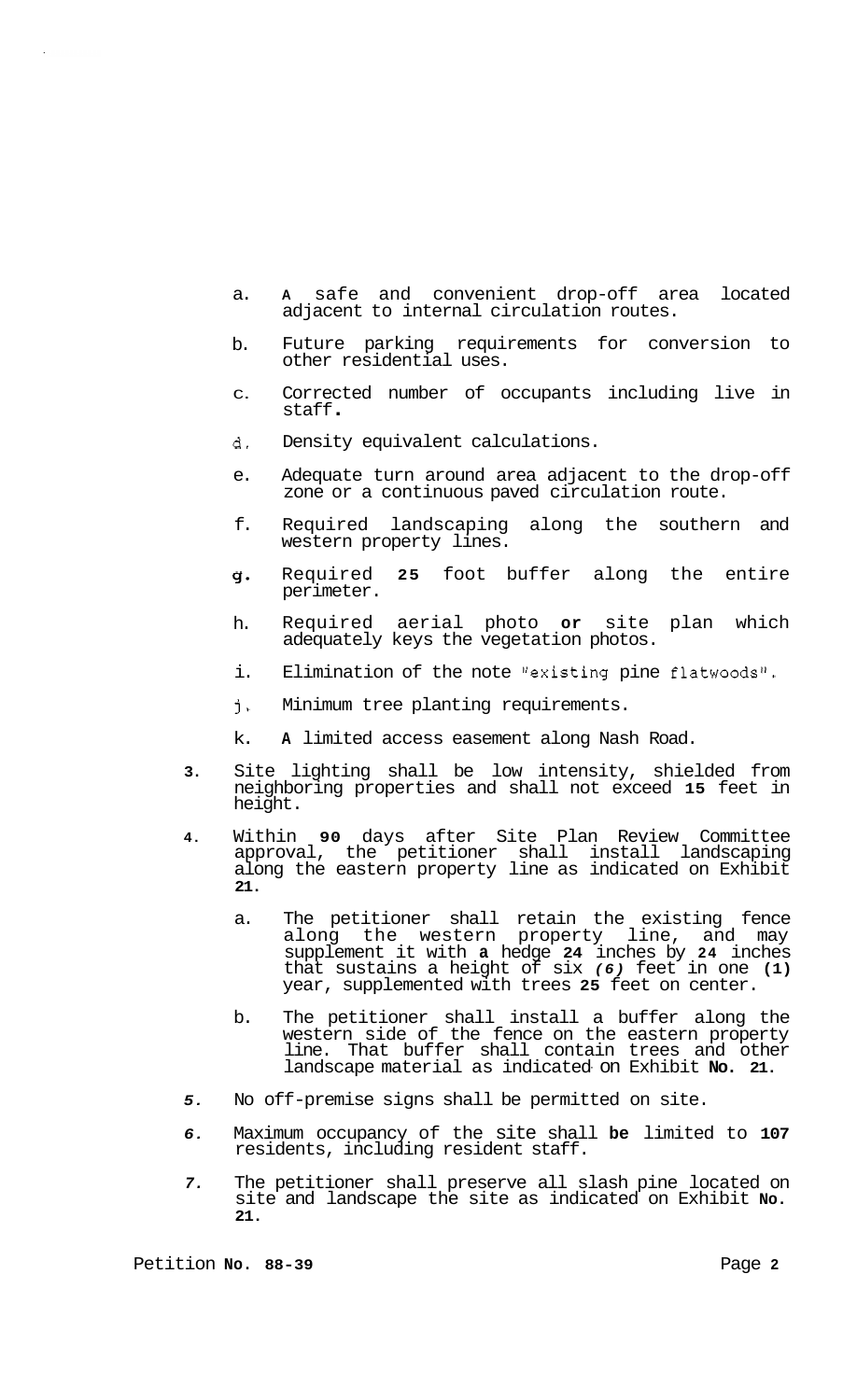a. A safe and convenient drop-off area located adjacent to internal circulation routes.

b. Future parking requirements for conversion to other residential uses.

c. Corrected number of occupants including live in staff.

d. Density equivalent calculations.

e. Adequate turn around area adjacent to the drop-off zone or a continuous paved circulation route.

f. Required landscaping along the southern and western property lines.

g. Required 25 foot buffer along the entire perimeter.

h. Required aerial photo or site plan which adequately keys the vegetation photos.

i. Elimination of the note "existing pine flatwoods".

j. Minimum tree planting requirements.

k. A limited access easement along Nash Road.

3. Site lighting shall be low intensity, shielded from neighboring properties and shall not exceed 15 feet in height.

4. Within 90 days after Site Plan Review Committee approval, the petitioner shall install landscaping along the eastern property line as indicated on Exhibit 21.

   a. The petitioner shall retain the existing fence along the western property line, and may supplement it with a hedge 24 inches by 24 inches that sustains a height of six (6) feet in one (1) year, supplemented with trees 25 feet on center.

   b. The petitioner shall install a buffer along the western side of the fence on the eastern property line. That buffer shall contain trees and other landscape material as indicated on Exhibit No. 21.

5. No off-premise signs shall be permitted on site.

6. Maximum occupancy of the site shall be limited to 107 residents, including resident staff.

7. The petitioner shall preserve all slash pine located on site and landscape the site as indicated on Exhibit No. 21.

Petition No. 88-39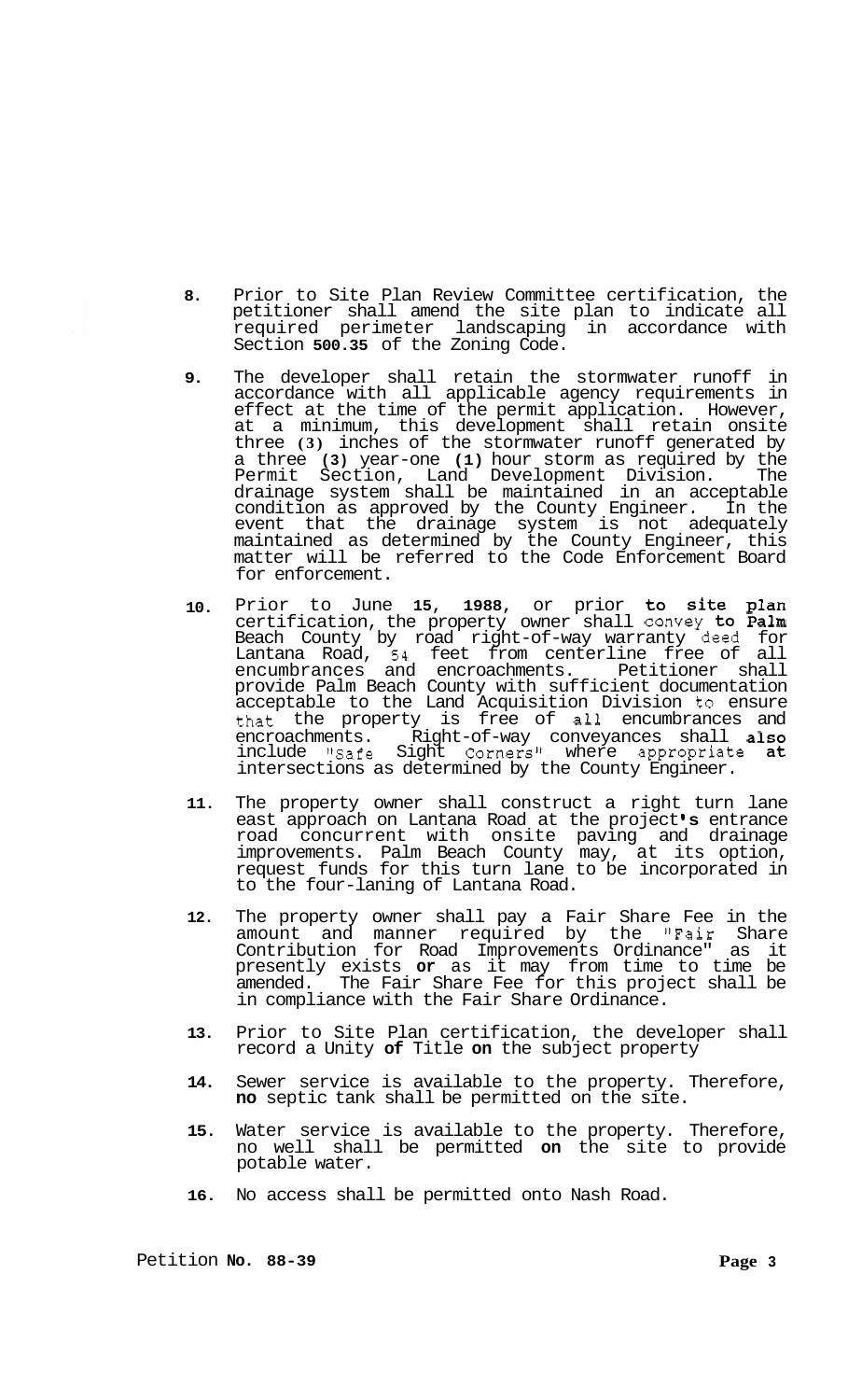8. Prior to Site Plan Review Committee certification, the petitioner shall amend the site plan to indicate all required perimeter landscaping in accordance with Section 500.35 of the Zoning Code.

9. The developer shall retain the stormwater runoff in accordance with all applicable agency requirements in effect at the time of the permit application. However, at a minimum, this development shall retain onsite three (3) inches of the stormwater runoff generated by a three (3) year-one (1) hour storm as required by the Permit Section, Land Development Division. The drainage system shall be maintained in an acceptable condition as approved by the County Engineer. In the event that the drainage system is not adequately maintained as determined by the County Engineer, this matter will be referred to the Code Enforcement Board for enforcement.

10. Prior to June 15, 1988, or prior to site plan certification, the property owner shall convey to Palm Beach County by road right-of-way warranty deed for Lantana Road, 54 feet from centerline free of all encumbrances and encroachments. Petitioner shall provide Palm Beach County with sufficient documentation acceptable to the Land Acquisition Division to ensure that the property is free of all encumbrances and encroachments. Right-of-way conveyances shall also include "Safe Sight Corners" where appropriate at intersections as determined by the County Engineer.

11. The property owner shall construct a right turn lane east approach on Lantana Road at the project's entrance road concurrent with onsite paving and drainage improvements. Palm Beach County may, at its option, request funds for this turn lane to be incorporated in to the four-laning of Lantana Road.

12. The property owner shall pay a Fair Share Fee in the amount and manner required by the "Fair Share Contribution for Road Improvements Ordinance" as it presently exists or as it may from time to time be amended. The Fair Share Fee for this project shall be in compliance with the Fair Share Ordinance.

13. Prior to Site Plan certification, the developer shall record a Unity of Title on the subject property

14. Sewer service is available to the property. Therefore, no septic tank shall be permitted on the site.

15. Water service is available to the property. Therefore, no well shall be permitted on the site to provide potable water.

16. No access shall be permitted onto Nash Road.

Petition No. 88-39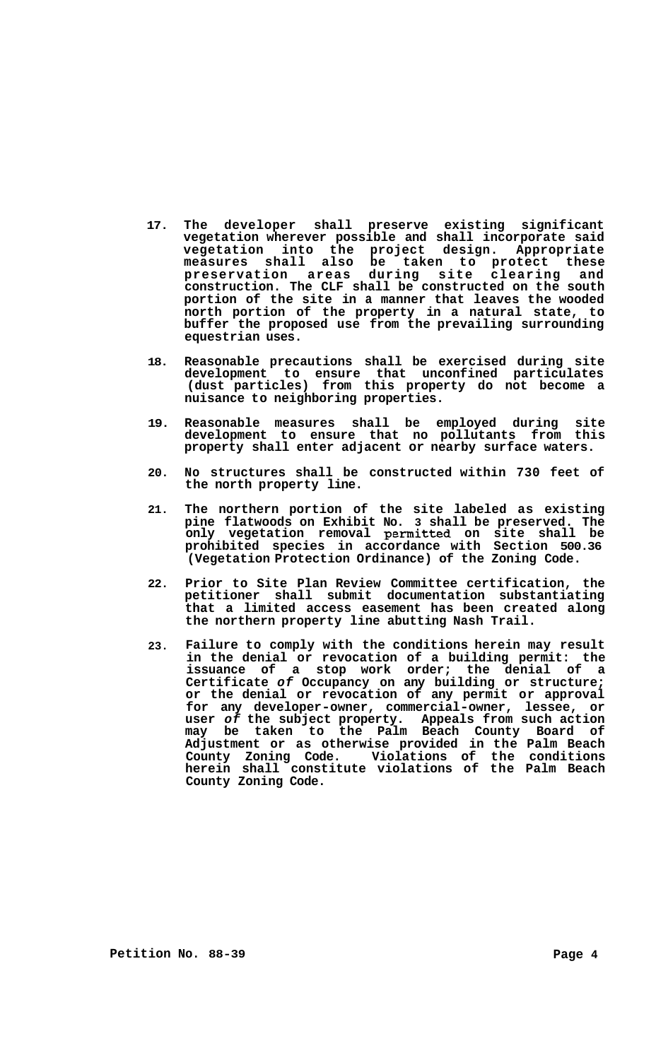17. The developer shall preserve existing significant vegetation wherever possible and shall incorporate said vegetation into the project design. Appropriate measures shall also be taken to protect these preservation areas during site clearing and construction. The CLF shall be constructed on the south portion of the site in a manner that leaves the wooded north portion of the property in a natural state, to buffer the proposed use from the prevailing surrounding equestrian uses.

18. Reasonable precautions shall be exercised during site development to ensure that unconfined particulates (dust particles) from this property do not become a nuisance to neighboring properties.

19. Reasonable measures shall be employed during site development to ensure that no pollutants from this property shall enter adjacent or nearby surface waters.

20. No structures shall be constructed within 730 feet of the north property line.

21. The northern portion of the site labeled as existing pine flatwoods on Exhibit No. 3 shall be preserved. The only vegetation removal permitted on site shall be prohibited species in accordance with Section 500.36 (Vegetation Protection Ordinance) of the Zoning Code.

22. Prior to Site Plan Review Committee certification, the petitioner shall submit documentation substantiating that a limited access easement has been created along the northern property line abutting Nash Trail.

23. Failure to comply with the conditions herein may result in the denial or revocation of a building permit: the issuance of a stop work order; the denial of a Certificate *of* Occupancy on any building or structure; or the denial or revocation of any permit or approval for any developer-owner, commercial-owner, lessee, or user *of* the subject property. Appeals from such action may be taken to the Palm Beach County Board of Adjustment or as otherwise provided in the Palm Beach County Zoning Code. Violations of the conditions herein shall constitute violations of the Palm Beach County Zoning Code.

Petition No. 88-39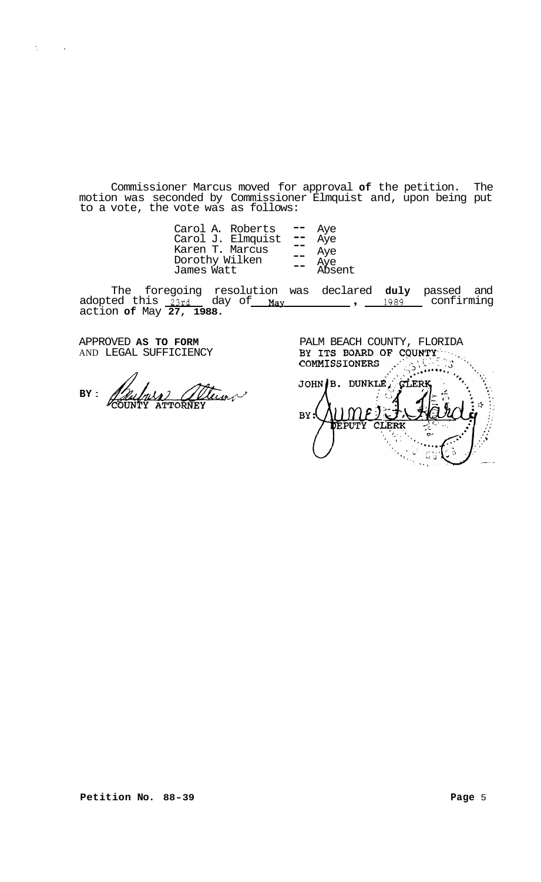Commissioner Marcus moved for approval **of** the petition. The motion was seconded by Commissioner Elmquist and, upon being put to a vote, the vote was as follows:

| | | |
|---|---|---|
| Carol A. Roberts | -- | Aye |
| Carol J. Elmquist | -- | Aye |
| Karen T. Marcus | -- | Aye |
| Dorothy Wilken | -- | Aye |
| James Watt | -- | Absent |

The foregoing resolution was declared **duly** passed and adopted this 23rd day of May , 1989 confirming action **of** May **27, 1988**.

APPROVED **AS TO FORM**
AND LEGAL SUFFICIENCY

BY: COUNTY ATTORNEY

PALM BEACH COUNTY, FLORIDA
BY ITS BOARD OF COUNTY COMMISSIONERS

JOHN B. DUNKLE, CLERK

BY: DEPUTY CLERK

**Petition No. 88-39**